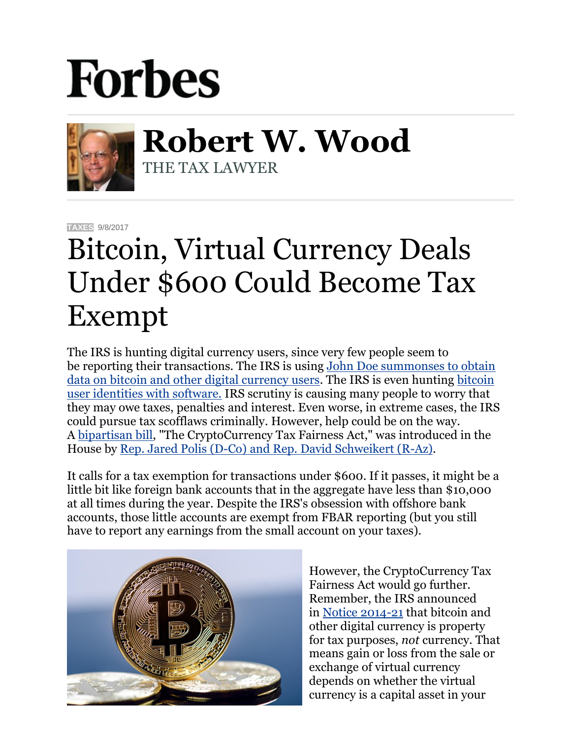Forbes

**Robert W. Wood**
THE TAX LAWYER

TAXES 9/8/2017

# Bitcoin, Virtual Currency Deals Under $600 Could Become Tax Exempt

The IRS is hunting digital currency users, since very few people seem to be reporting their transactions. The IRS is using John Doe summonses to obtain data on bitcoin and other digital currency users. The IRS is even hunting bitcoin user identities with software. IRS scrutiny is causing many people to worry that they may owe taxes, penalties and interest. Even worse, in extreme cases, the IRS could pursue tax scofflaws criminally. However, help could be on the way. A bipartisan bill, "The CryptoCurrency Tax Fairness Act," was introduced in the House by Rep. Jared Polis (D-Co) and Rep. David Schweikert (R-Az).

It calls for a tax exemption for transactions under $600. If it passes, it might be a little bit like foreign bank accounts that in the aggregate have less than $10,000 at all times during the year. Despite the IRS's obsession with offshore bank accounts, those little accounts are exempt from FBAR reporting (but you still have to report any earnings from the small account on your taxes).

However, the CryptoCurrency Tax Fairness Act would go further. Remember, the IRS announced in Notice 2014-21 that bitcoin and other digital currency is property for tax purposes, *not* currency. That means gain or loss from the sale or exchange of virtual currency depends on whether the virtual currency is a capital asset in your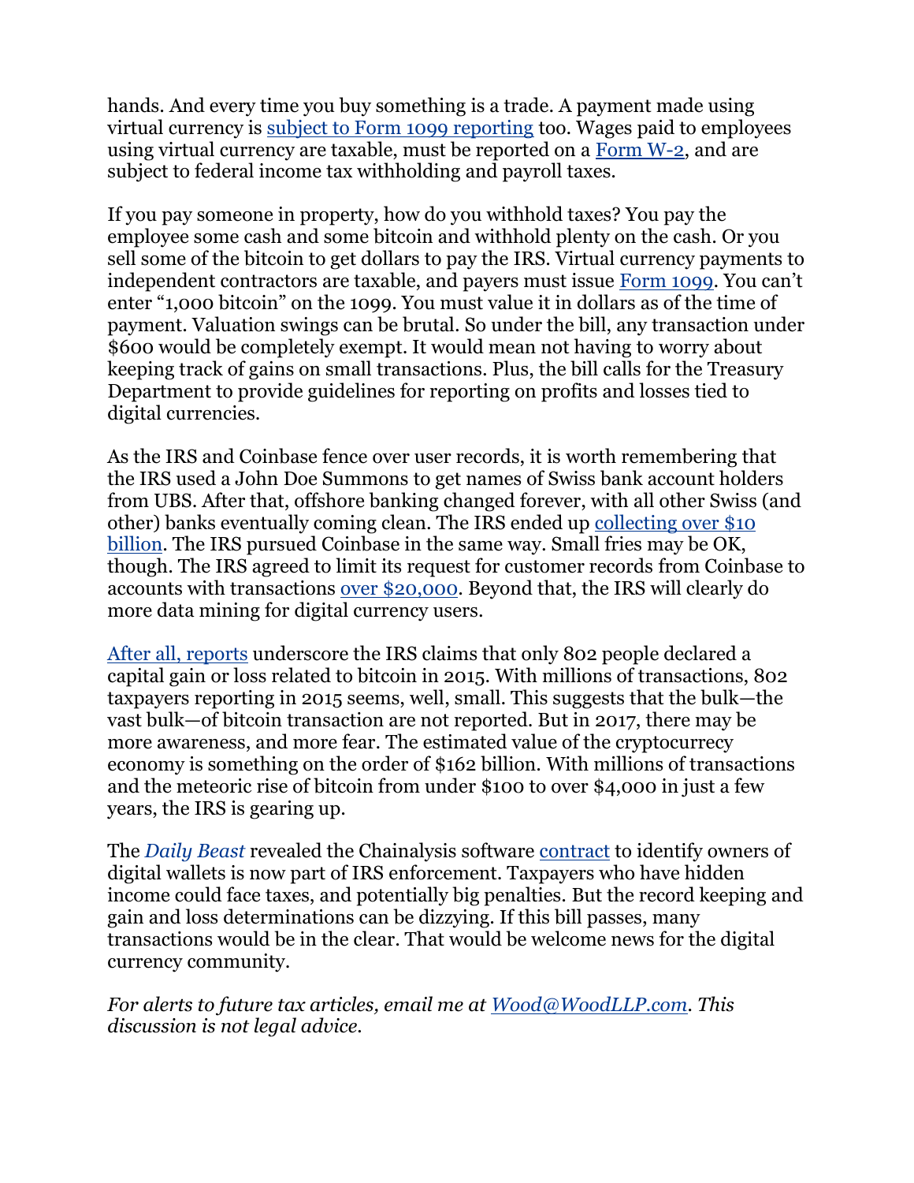hands. And every time you buy something is a trade. A payment made using virtual currency is subject to Form 1099 reporting too. Wages paid to employees using virtual currency are taxable, must be reported on a Form W-2, and are subject to federal income tax withholding and payroll taxes.

If you pay someone in property, how do you withhold taxes? You pay the employee some cash and some bitcoin and withhold plenty on the cash. Or you sell some of the bitcoin to get dollars to pay the IRS. Virtual currency payments to independent contractors are taxable, and payers must issue Form 1099. You can't enter "1,000 bitcoin" on the 1099. You must value it in dollars as of the time of payment. Valuation swings can be brutal. So under the bill, any transaction under $600 would be completely exempt. It would mean not having to worry about keeping track of gains on small transactions. Plus, the bill calls for the Treasury Department to provide guidelines for reporting on profits and losses tied to digital currencies.

As the IRS and Coinbase fence over user records, it is worth remembering that the IRS used a John Doe Summons to get names of Swiss bank account holders from UBS. After that, offshore banking changed forever, with all other Swiss (and other) banks eventually coming clean. The IRS ended up collecting over $10 billion. The IRS pursued Coinbase in the same way. Small fries may be OK, though. The IRS agreed to limit its request for customer records from Coinbase to accounts with transactions over $20,000. Beyond that, the IRS will clearly do more data mining for digital currency users.

After all, reports underscore the IRS claims that only 802 people declared a capital gain or loss related to bitcoin in 2015. With millions of transactions, 802 taxpayers reporting in 2015 seems, well, small. This suggests that the bulk—the vast bulk—of bitcoin transaction are not reported. But in 2017, there may be more awareness, and more fear. The estimated value of the cryptocurrency economy is something on the order of $162 billion. With millions of transactions and the meteoric rise of bitcoin from under $100 to over $4,000 in just a few years, the IRS is gearing up.

The *Daily Beast* revealed the Chainalysis software contract to identify owners of digital wallets is now part of IRS enforcement. Taxpayers who have hidden income could face taxes, and potentially big penalties. But the record keeping and gain and loss determinations can be dizzying. If this bill passes, many transactions would be in the clear. That would be welcome news for the digital currency community.

*For alerts to future tax articles, email me at Wood@WoodLLP.com. This discussion is not legal advice.*